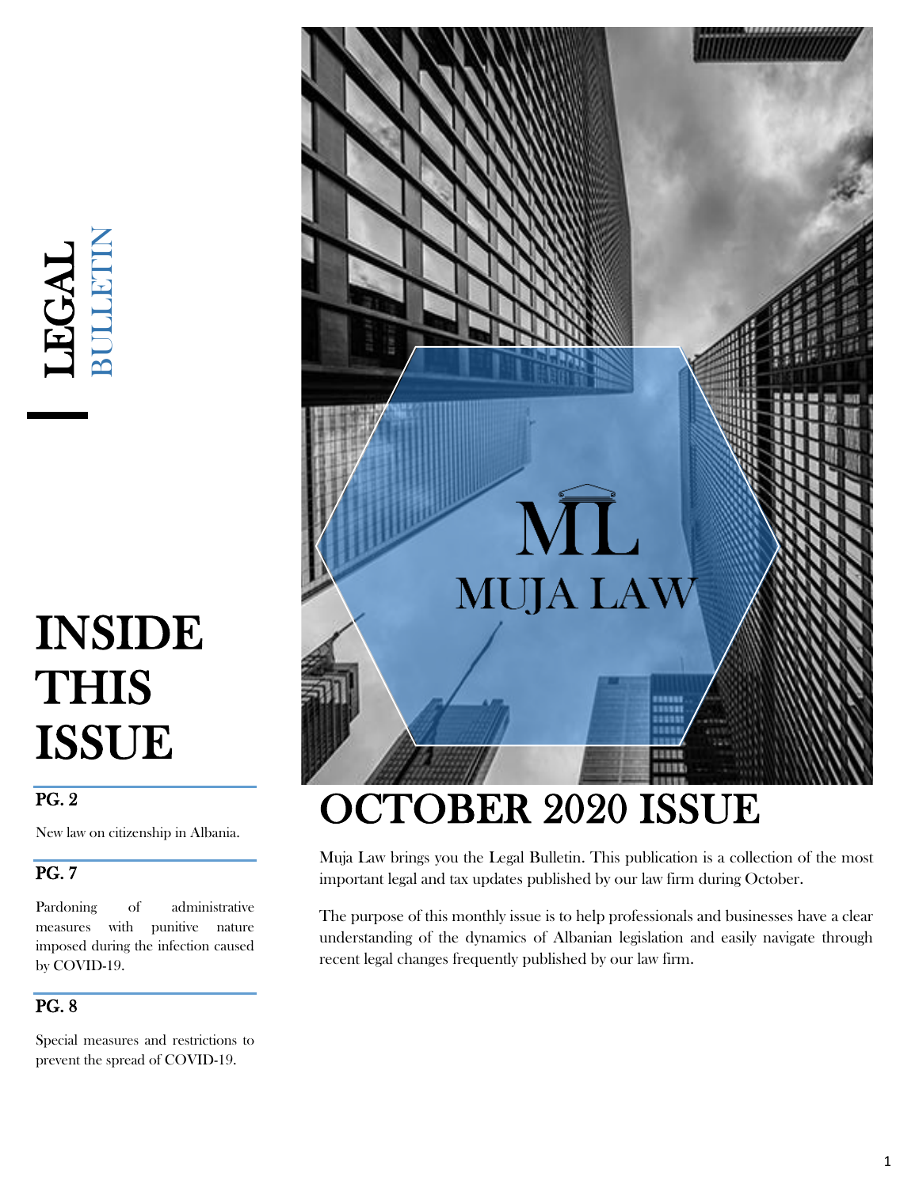# LEGAL BULLETIN

## INSIDE THIS ISSUE

**PG. 2**

New law on citizenship in Albania.

**PG. 7**

Pardoning of administrative measures with punitive nature imposed during the infection caused by COVID-19.

**PG. 8**

Special measures and restrictions to prevent the spread of COVID-19.

ML
MUJA LAW

# OCTOBER 2020 ISSUE

Muja Law brings you the Legal Bulletin. This publication is a collection of the most important legal and tax updates published by our law firm during October.

The purpose of this monthly issue is to help professionals and businesses have a clear understanding of the dynamics of Albanian legislation and easily navigate through recent legal changes frequently published by our law firm.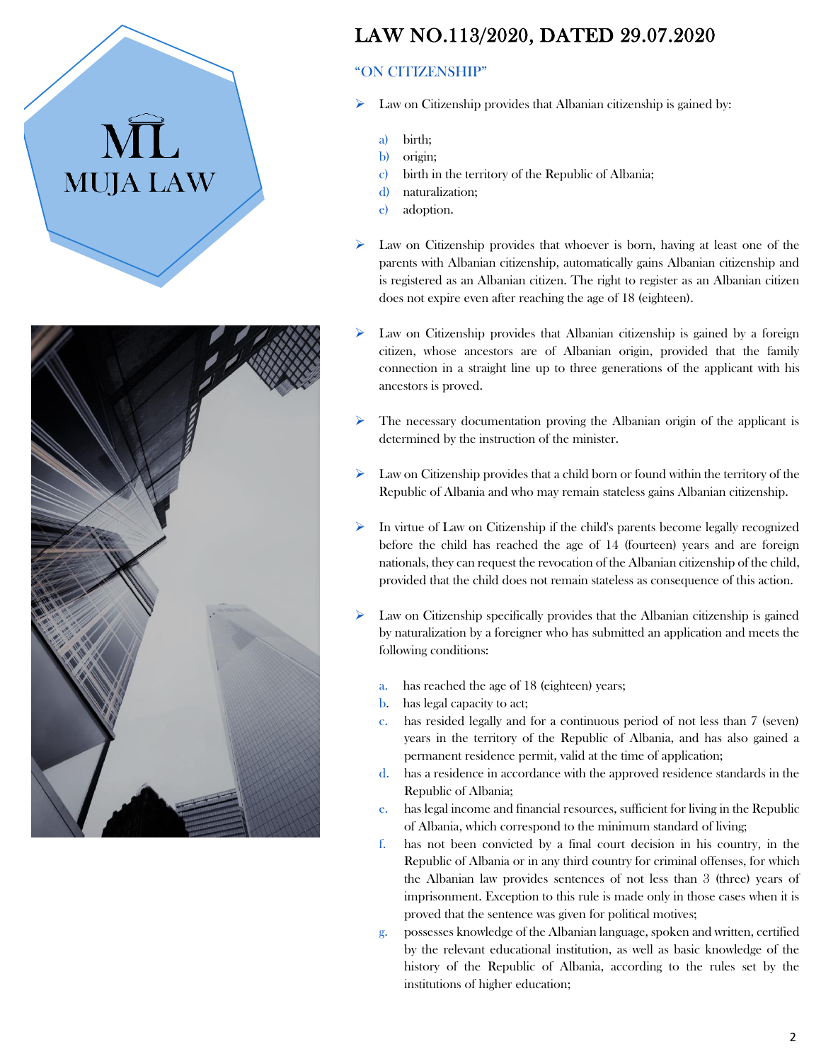# LAW NO.113/2020, DATED 29.07.2020

## "ON CITIZENSHIP"

- Law on Citizenship provides that Albanian citizenship is gained by:

  a) birth;
  b) origin;
  c) birth in the territory of the Republic of Albania;
  d) naturalization;
  e) adoption.

- Law on Citizenship provides that whoever is born, having at least one of the parents with Albanian citizenship, automatically gains Albanian citizenship and is registered as an Albanian citizen. The right to register as an Albanian citizen does not expire even after reaching the age of 18 (eighteen).

- Law on Citizenship provides that Albanian citizenship is gained by a foreign citizen, whose ancestors are of Albanian origin, provided that the family connection in a straight line up to three generations of the applicant with his ancestors is proved.

- The necessary documentation proving the Albanian origin of the applicant is determined by the instruction of the minister.

- Law on Citizenship provides that a child born or found within the territory of the Republic of Albania and who may remain stateless gains Albanian citizenship.

- In virtue of Law on Citizenship if the child's parents become legally recognized before the child has reached the age of 14 (fourteen) years and are foreign nationals, they can request the revocation of the Albanian citizenship of the child, provided that the child does not remain stateless as consequence of this action.

- Law on Citizenship specifically provides that the Albanian citizenship is gained by naturalization by a foreigner who has submitted an application and meets the following conditions:

  a. has reached the age of 18 (eighteen) years;
  b. has legal capacity to act;
  c. has resided legally and for a continuous period of not less than 7 (seven) years in the territory of the Republic of Albania, and has also gained a permanent residence permit, valid at the time of application;
  d. has a residence in accordance with the approved residence standards in the Republic of Albania;
  e. has legal income and financial resources, sufficient for living in the Republic of Albania, which correspond to the minimum standard of living;
  f. has not been convicted by a final court decision in his country, in the Republic of Albania or in any third country for criminal offenses, for which the Albanian law provides sentences of not less than 3 (three) years of imprisonment. Exception to this rule is made only in those cases when it is proved that the sentence was given for political motives;
  g. possesses knowledge of the Albanian language, spoken and written, certified by the relevant educational institution, as well as basic knowledge of the history of the Republic of Albania, according to the rules set by the institutions of higher education;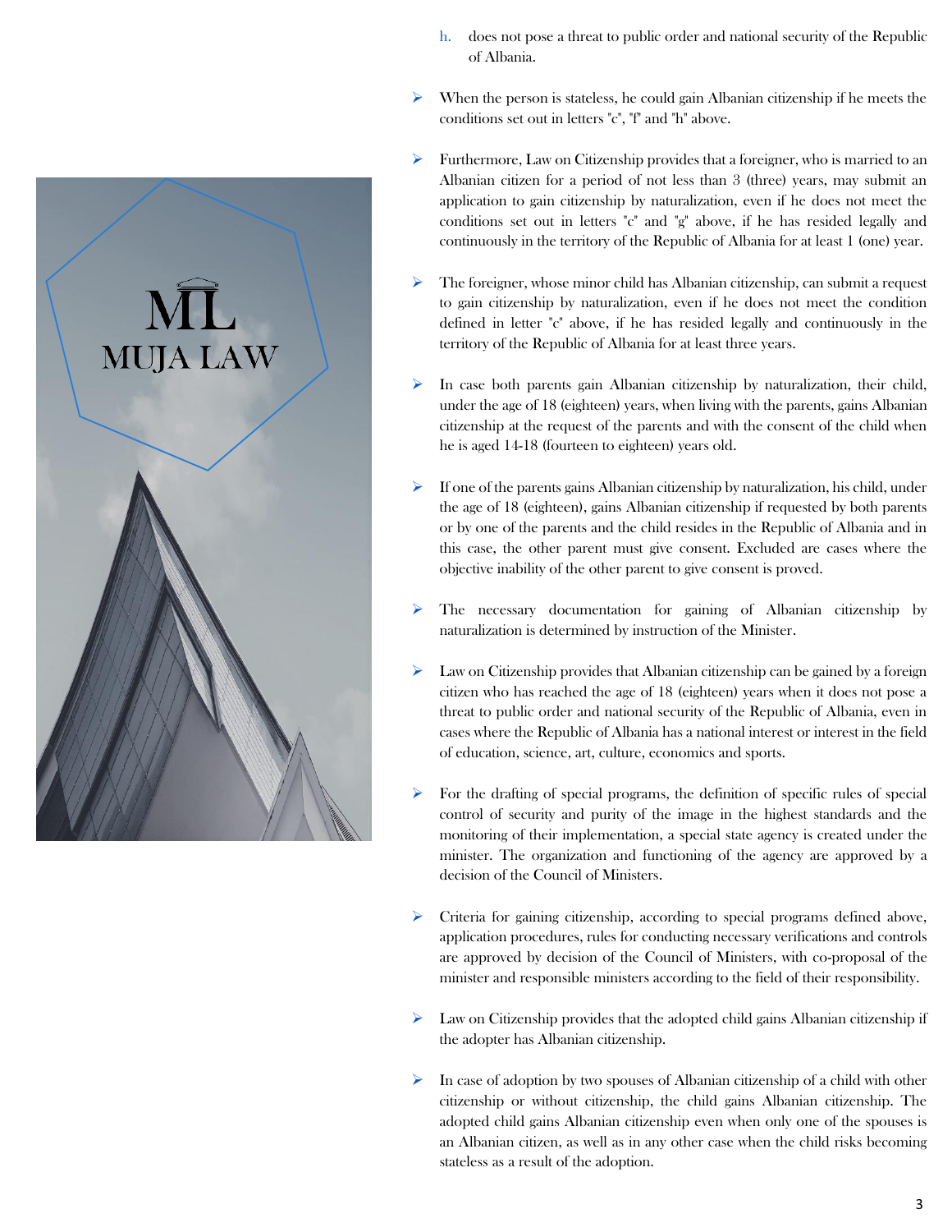h. does not pose a threat to public order and national security of the Republic of Albania.

- When the person is stateless, he could gain Albanian citizenship if he meets the conditions set out in letters "c", "f" and "h" above.

- Furthermore, Law on Citizenship provides that a foreigner, who is married to an Albanian citizen for a period of not less than 3 (three) years, may submit an application to gain citizenship by naturalization, even if he does not meet the conditions set out in letters "c" and "g" above, if he has resided legally and continuously in the territory of the Republic of Albania for at least 1 (one) year.

- The foreigner, whose minor child has Albanian citizenship, can submit a request to gain citizenship by naturalization, even if he does not meet the condition defined in letter "c" above, if he has resided legally and continuously in the territory of the Republic of Albania for at least three years.

- In case both parents gain Albanian citizenship by naturalization, their child, under the age of 18 (eighteen) years, when living with the parents, gains Albanian citizenship at the request of the parents and with the consent of the child when he is aged 14-18 (fourteen to eighteen) years old.

- If one of the parents gains Albanian citizenship by naturalization, his child, under the age of 18 (eighteen), gains Albanian citizenship if requested by both parents or by one of the parents and the child resides in the Republic of Albania and in this case, the other parent must give consent. Excluded are cases where the objective inability of the other parent to give consent is proved.

- The necessary documentation for gaining of Albanian citizenship by naturalization is determined by instruction of the Minister.

- Law on Citizenship provides that Albanian citizenship can be gained by a foreign citizen who has reached the age of 18 (eighteen) years when it does not pose a threat to public order and national security of the Republic of Albania, even in cases where the Republic of Albania has a national interest or interest in the field of education, science, art, culture, economics and sports.

- For the drafting of special programs, the definition of specific rules of special control of security and purity of the image in the highest standards and the monitoring of their implementation, a special state agency is created under the minister. The organization and functioning of the agency are approved by a decision of the Council of Ministers.

- Criteria for gaining citizenship, according to special programs defined above, application procedures, rules for conducting necessary verifications and controls are approved by decision of the Council of Ministers, with co-proposal of the minister and responsible ministers according to the field of their responsibility.

- Law on Citizenship provides that the adopted child gains Albanian citizenship if the adopter has Albanian citizenship.

- In case of adoption by two spouses of Albanian citizenship of a child with other citizenship or without citizenship, the child gains Albanian citizenship. The adopted child gains Albanian citizenship even when only one of the spouses is an Albanian citizen, as well as in any other case when the child risks becoming stateless as a result of the adoption.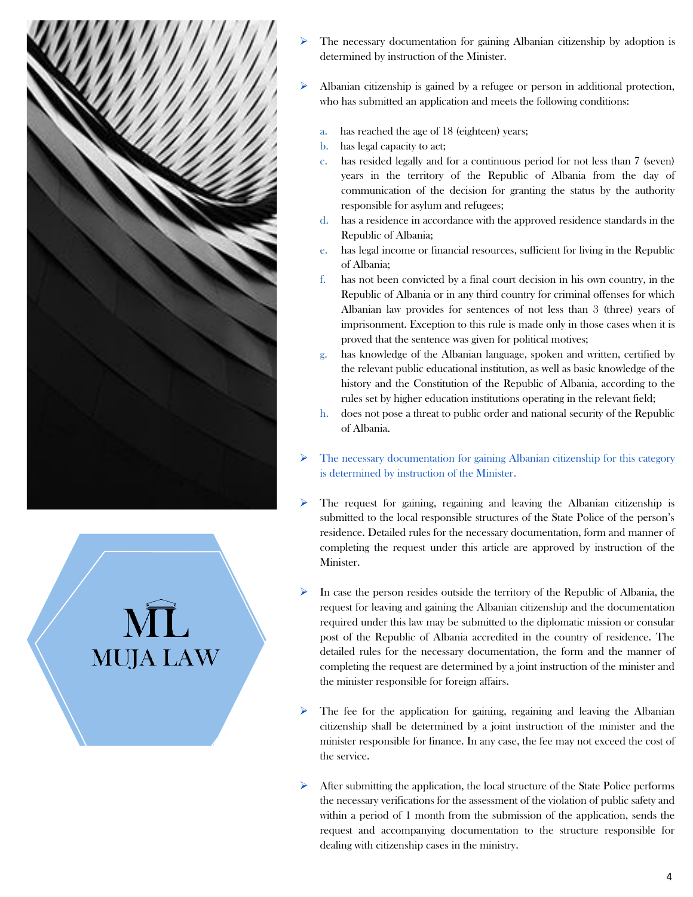- The necessary documentation for gaining Albanian citizenship by adoption is determined by instruction of the Minister.

- Albanian citizenship is gained by a refugee or person in additional protection, who has submitted an application and meets the following conditions:

  a. has reached the age of 18 (eighteen) years;
  b. has legal capacity to act;
  c. has resided legally and for a continuous period for not less than 7 (seven) years in the territory of the Republic of Albania from the day of communication of the decision for granting the status by the authority responsible for asylum and refugees;
  d. has a residence in accordance with the approved residence standards in the Republic of Albania;
  e. has legal income or financial resources, sufficient for living in the Republic of Albania;
  f. has not been convicted by a final court decision in his own country, in the Republic of Albania or in any third country for criminal offenses for which Albanian law provides for sentences of not less than 3 (three) years of imprisonment. Exception to this rule is made only in those cases when it is proved that the sentence was given for political motives;
  g. has knowledge of the Albanian language, spoken and written, certified by the relevant public educational institution, as well as basic knowledge of the history and the Constitution of the Republic of Albania, according to the rules set by higher education institutions operating in the relevant field;
  h. does not pose a threat to public order and national security of the Republic of Albania.

- The necessary documentation for gaining Albanian citizenship for this category is determined by instruction of the Minister.

- The request for gaining, regaining and leaving the Albanian citizenship is submitted to the local responsible structures of the State Police of the person's residence. Detailed rules for the necessary documentation, form and manner of completing the request under this article are approved by instruction of the Minister.

- In case the person resides outside the territory of the Republic of Albania, the request for leaving and gaining the Albanian citizenship and the documentation required under this law may be submitted to the diplomatic mission or consular post of the Republic of Albania accredited in the country of residence. The detailed rules for the necessary documentation, the form and the manner of completing the request are determined by a joint instruction of the minister and the minister responsible for foreign affairs.

- The fee for the application for gaining, regaining and leaving the Albanian citizenship shall be determined by a joint instruction of the minister and the minister responsible for finance. In any case, the fee may not exceed the cost of the service.

- After submitting the application, the local structure of the State Police performs the necessary verifications for the assessment of the violation of public safety and within a period of 1 month from the submission of the application, sends the request and accompanying documentation to the structure responsible for dealing with citizenship cases in the ministry.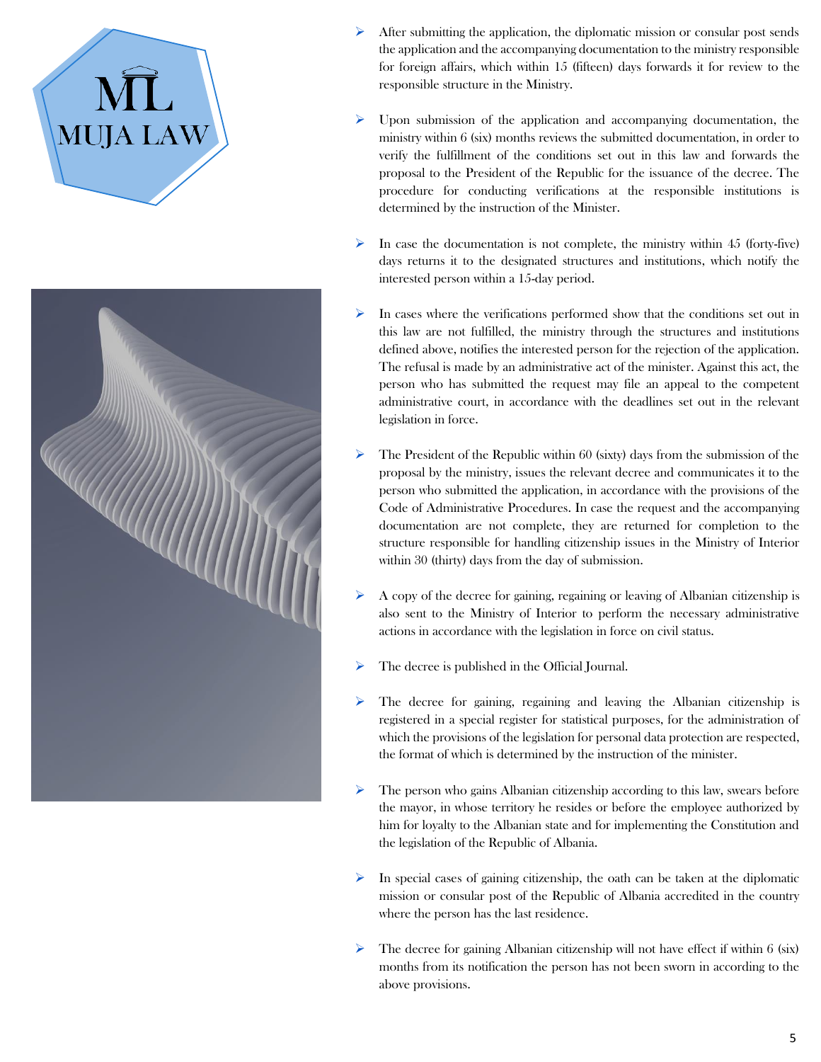- After submitting the application, the diplomatic mission or consular post sends the application and the accompanying documentation to the ministry responsible for foreign affairs, which within 15 (fifteen) days forwards it for review to the responsible structure in the Ministry.

- Upon submission of the application and accompanying documentation, the ministry within 6 (six) months reviews the submitted documentation, in order to verify the fulfillment of the conditions set out in this law and forwards the proposal to the President of the Republic for the issuance of the decree. The procedure for conducting verifications at the responsible institutions is determined by the instruction of the Minister.

- In case the documentation is not complete, the ministry within 45 (forty-five) days returns it to the designated structures and institutions, which notify the interested person within a 15-day period.

- In cases where the verifications performed show that the conditions set out in this law are not fulfilled, the ministry through the structures and institutions defined above, notifies the interested person for the rejection of the application. The refusal is made by an administrative act of the minister. Against this act, the person who has submitted the request may file an appeal to the competent administrative court, in accordance with the deadlines set out in the relevant legislation in force.

- The President of the Republic within 60 (sixty) days from the submission of the proposal by the ministry, issues the relevant decree and communicates it to the person who submitted the application, in accordance with the provisions of the Code of Administrative Procedures. In case the request and the accompanying documentation are not complete, they are returned for completion to the structure responsible for handling citizenship issues in the Ministry of Interior within 30 (thirty) days from the day of submission.

- A copy of the decree for gaining, regaining or leaving of Albanian citizenship is also sent to the Ministry of Interior to perform the necessary administrative actions in accordance with the legislation in force on civil status.

- The decree is published in the Official Journal.

- The decree for gaining, regaining and leaving the Albanian citizenship is registered in a special register for statistical purposes, for the administration of which the provisions of the legislation for personal data protection are respected, the format of which is determined by the instruction of the minister.

- The person who gains Albanian citizenship according to this law, swears before the mayor, in whose territory he resides or before the employee authorized by him for loyalty to the Albanian state and for implementing the Constitution and the legislation of the Republic of Albania.

- In special cases of gaining citizenship, the oath can be taken at the diplomatic mission or consular post of the Republic of Albania accredited in the country where the person has the last residence.

- The decree for gaining Albanian citizenship will not have effect if within 6 (six) months from its notification the person has not been sworn in according to the above provisions.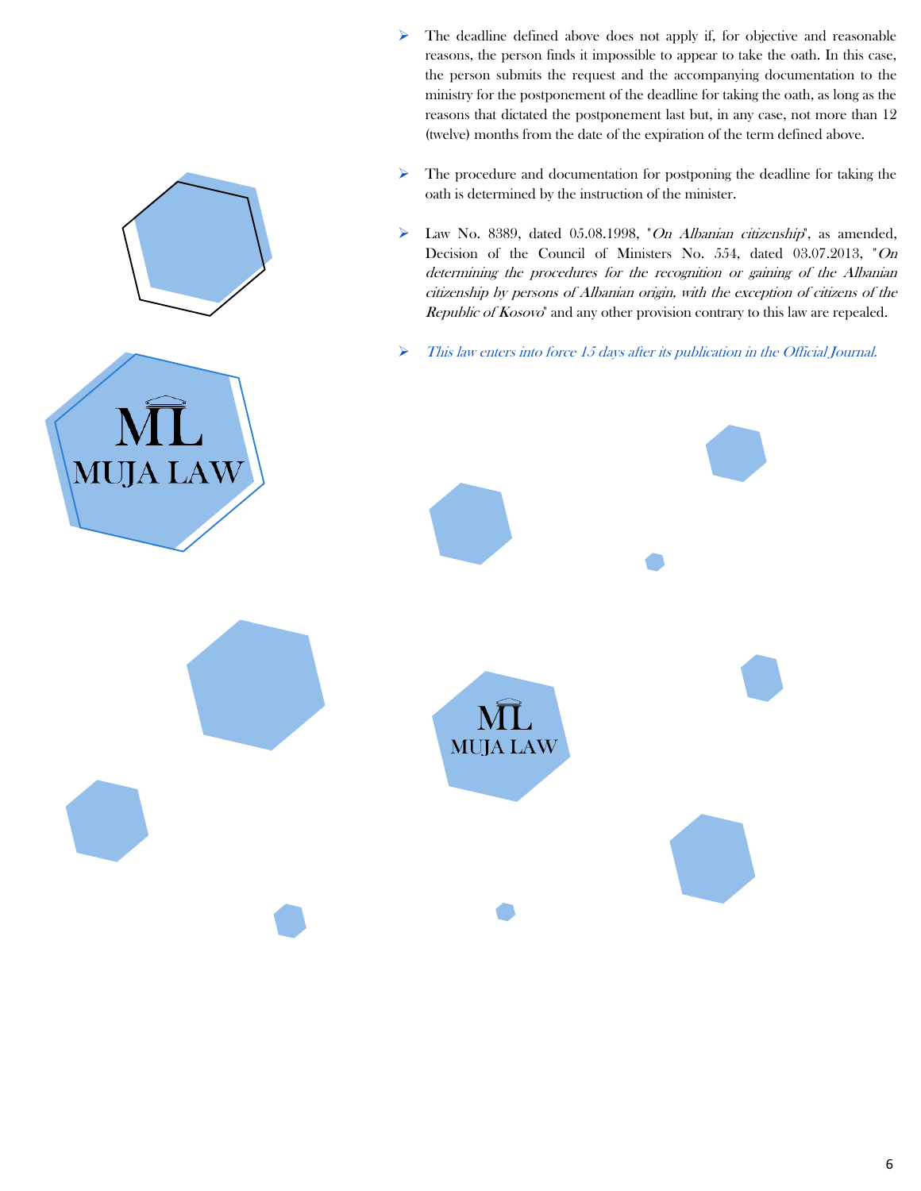- The deadline defined above does not apply if, for objective and reasonable reasons, the person finds it impossible to appear to take the oath. In this case, the person submits the request and the accompanying documentation to the ministry for the postponement of the deadline for taking the oath, as long as the reasons that dictated the postponement last but, in any case, not more than 12 (twelve) months from the date of the expiration of the term defined above.

- The procedure and documentation for postponing the deadline for taking the oath is determined by the instruction of the minister.

- Law No. 8389, dated 05.08.1998, "*On Albanian citizenship*", as amended, Decision of the Council of Ministers No. 554, dated 03.07.2013, "*On determining the procedures for the recognition or gaining of the Albanian citizenship by persons of Albanian origin, with the exception of citizens of the Republic of Kosovo*" and any other provision contrary to this law are repealed.

- *This law enters into force 15 days after its publication in the Official Journal.*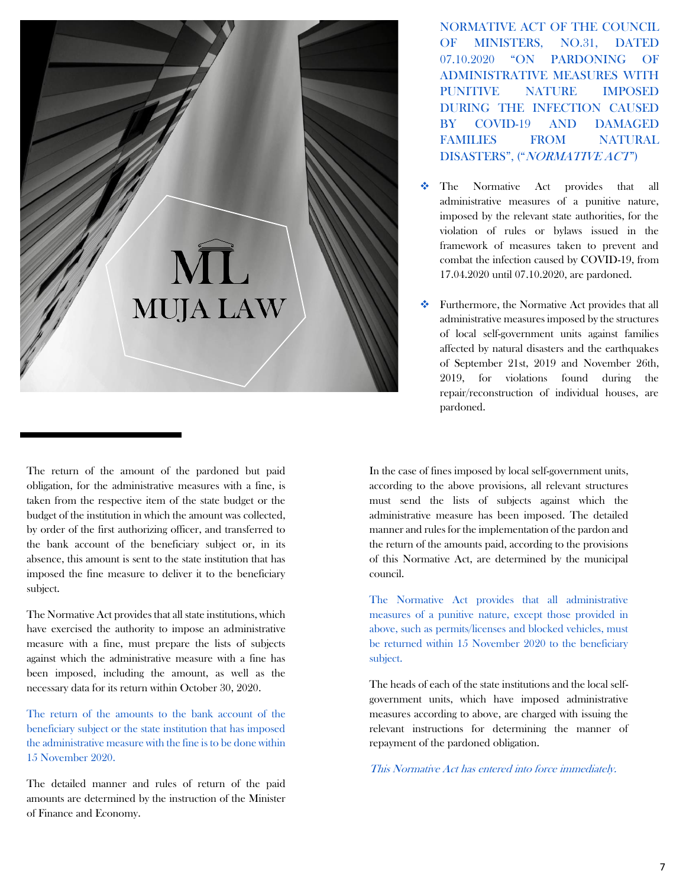## NORMATIVE ACT OF THE COUNCIL OF MINISTERS, NO.31, DATED 07.10.2020 "ON PARDONING OF ADMINISTRATIVE MEASURES WITH PUNITIVE NATURE IMPOSED DURING THE INFECTION CAUSED BY COVID-19 AND DAMAGED FAMILIES FROM NATURAL DISASTERS", ("*NORMATIVE ACT*")

- The Normative Act provides that all administrative measures of a punitive nature, imposed by the relevant state authorities, for the violation of rules or bylaws issued in the framework of measures taken to prevent and combat the infection caused by COVID-19, from 17.04.2020 until 07.10.2020, are pardoned.
- Furthermore, the Normative Act provides that all administrative measures imposed by the structures of local self-government units against families affected by natural disasters and the earthquakes of September 21st, 2019 and November 26th, 2019, for violations found during the repair/reconstruction of individual houses, are pardoned.

The return of the amount of the pardoned but paid obligation, for the administrative measures with a fine, is taken from the respective item of the state budget or the budget of the institution in which the amount was collected, by order of the first authorizing officer, and transferred to the bank account of the beneficiary subject or, in its absence, this amount is sent to the state institution that has imposed the fine measure to deliver it to the beneficiary subject.

The Normative Act provides that all state institutions, which have exercised the authority to impose an administrative measure with a fine, must prepare the lists of subjects against which the administrative measure with a fine has been imposed, including the amount, as well as the necessary data for its return within October 30, 2020.

The return of the amounts to the bank account of the beneficiary subject or the state institution that has imposed the administrative measure with the fine is to be done within 15 November 2020.

The detailed manner and rules of return of the paid amounts are determined by the instruction of the Minister of Finance and Economy.

In the case of fines imposed by local self-government units, according to the above provisions, all relevant structures must send the lists of subjects against which the administrative measure has been imposed. The detailed manner and rules for the implementation of the pardon and the return of the amounts paid, according to the provisions of this Normative Act, are determined by the municipal council.

The Normative Act provides that all administrative measures of a punitive nature, except those provided in above, such as permits/licenses and blocked vehicles, must be returned within 15 November 2020 to the beneficiary subject.

The heads of each of the state institutions and the local self-government units, which have imposed administrative measures according to above, are charged with issuing the relevant instructions for determining the manner of repayment of the pardoned obligation.

*This Normative Act has entered into force immediately.*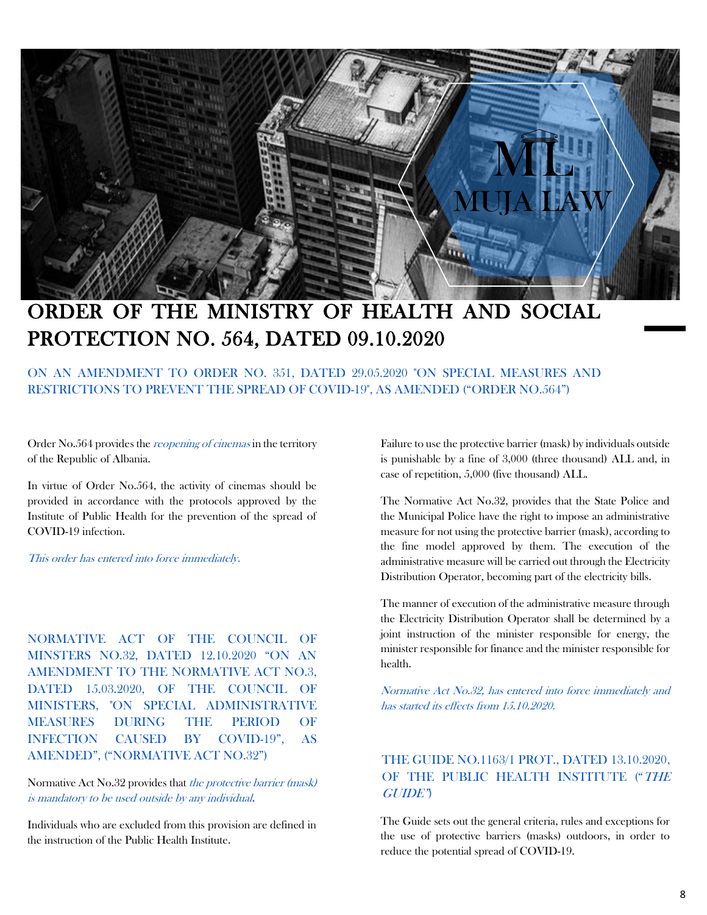# ORDER OF THE MINISTRY OF HEALTH AND SOCIAL PROTECTION NO. 564, DATED 09.10.2020

## ON AN AMENDMENT TO ORDER NO. 351, DATED 29.05.2020 "ON SPECIAL MEASURES AND RESTRICTIONS TO PREVENT THE SPREAD OF COVID-19", AS AMENDED ("ORDER NO.564")

Order No.564 provides the *reopening of cinemas* in the territory of the Republic of Albania.

In virtue of Order No.564, the activity of cinemas should be provided in accordance with the protocols approved by the Institute of Public Health for the prevention of the spread of COVID-19 infection.

*This order has entered into force immediately.*

## NORMATIVE ACT OF THE COUNCIL OF MINSTERS NO.32, DATED 12.10.2020 "ON AN AMENDMENT TO THE NORMATIVE ACT NO.3, DATED 15.03.2020, OF THE COUNCIL OF MINISTERS, "ON SPECIAL ADMINISTRATIVE MEASURES DURING THE PERIOD OF INFECTION CAUSED BY COVID-19", AS AMENDED", ("NORMATIVE ACT NO.32")

Normative Act No.32 provides that *the protective barrier (mask) is mandatory to be used outside by any individual*.

Individuals who are excluded from this provision are defined in the instruction of the Public Health Institute.

Failure to use the protective barrier (mask) by individuals outside is punishable by a fine of 3,000 (three thousand) ALL and, in case of repetition, 5,000 (five thousand) ALL.

The Normative Act No.32, provides that the State Police and the Municipal Police have the right to impose an administrative measure for not using the protective barrier (mask), according to the fine model approved by them. The execution of the administrative measure will be carried out through the Electricity Distribution Operator, becoming part of the electricity bills.

The manner of execution of the administrative measure through the Electricity Distribution Operator shall be determined by a joint instruction of the minister responsible for energy, the minister responsible for finance and the minister responsible for health.

*Normative Act No.32, has entered into force immediately and has started its effects from 15.10.2020.*

## THE GUIDE NO.1163/1 PROT., DATED 13.10.2020, OF THE PUBLIC HEALTH INSTITUTE ("*THE GUIDE*")

The Guide sets out the general criteria, rules and exceptions for the use of protective barriers (masks) outdoors, in order to reduce the potential spread of COVID-19.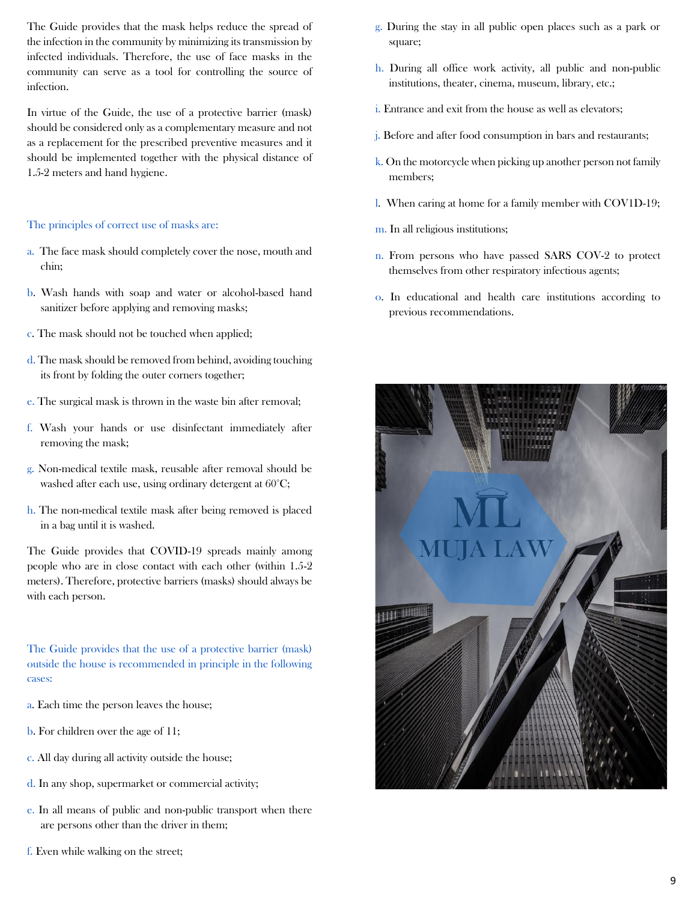The Guide provides that the mask helps reduce the spread of the infection in the community by minimizing its transmission by infected individuals. Therefore, the use of face masks in the community can serve as a tool for controlling the source of infection.

In virtue of the Guide, the use of a protective barrier (mask) should be considered only as a complementary measure and not as a replacement for the prescribed preventive measures and it should be implemented together with the physical distance of 1.5-2 meters and hand hygiene.

The principles of correct use of masks are:

a. The face mask should completely cover the nose, mouth and chin;

b. Wash hands with soap and water or alcohol-based hand sanitizer before applying and removing masks;

c. The mask should not be touched when applied;

d. The mask should be removed from behind, avoiding touching its front by folding the outer corners together;

e. The surgical mask is thrown in the waste bin after removal;

f. Wash your hands or use disinfectant immediately after removing the mask;

g. Non-medical textile mask, reusable after removal should be washed after each use, using ordinary detergent at 60°C;

h. The non-medical textile mask after being removed is placed in a bag until it is washed.

The Guide provides that COVID-19 spreads mainly among people who are in close contact with each other (within 1.5-2 meters). Therefore, protective barriers (masks) should always be with each person.

The Guide provides that the use of a protective barrier (mask) outside the house is recommended in principle in the following cases:

a. Each time the person leaves the house;

b. For children over the age of 11;

c. All day during all activity outside the house;

d. In any shop, supermarket or commercial activity;

e. In all means of public and non-public transport when there are persons other than the driver in them;

f. Even while walking on the street;

g. During the stay in all public open places such as a park or square;

h. During all office work activity, all public and non-public institutions, theater, cinema, museum, library, etc.;

i. Entrance and exit from the house as well as elevators;

j. Before and after food consumption in bars and restaurants;

k. On the motorcycle when picking up another person not family members;

l. When caring at home for a family member with COV1D-19;

m. In all religious institutions;

n. From persons who have passed SARS COV-2 to protect themselves from other respiratory infectious agents;

o. In educational and health care institutions according to previous recommendations.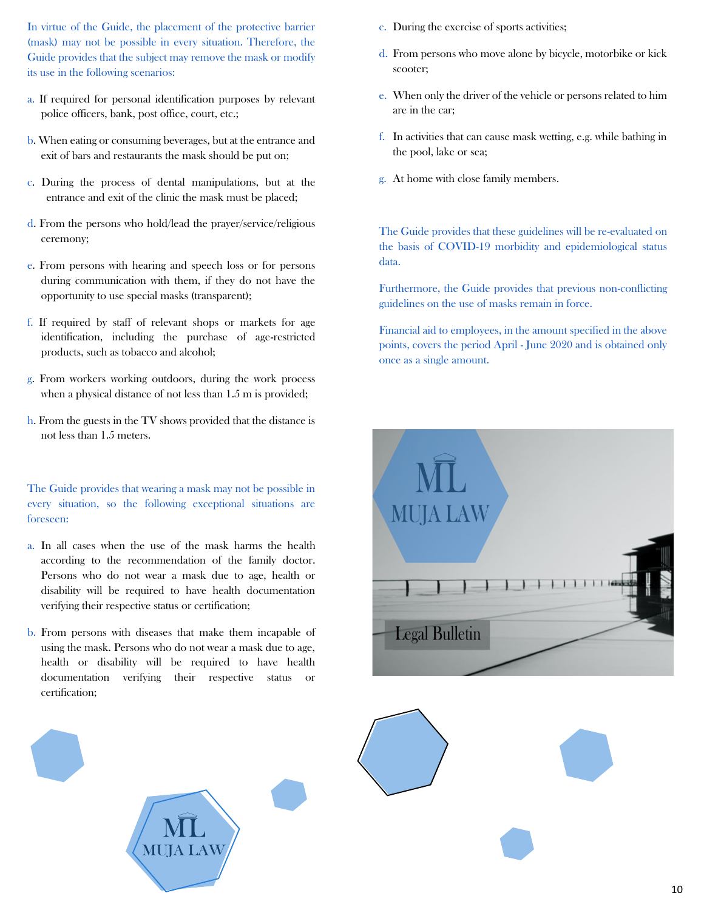In virtue of the Guide, the placement of the protective barrier (mask) may not be possible in every situation. Therefore, the Guide provides that the subject may remove the mask or modify its use in the following scenarios:

a. If required for personal identification purposes by relevant police officers, bank, post office, court, etc.;

b. When eating or consuming beverages, but at the entrance and exit of bars and restaurants the mask should be put on;

c. During the process of dental manipulations, but at the entrance and exit of the clinic the mask must be placed;

d. From the persons who hold/lead the prayer/service/religious ceremony;

e. From persons with hearing and speech loss or for persons during communication with them, if they do not have the opportunity to use special masks (transparent);

f. If required by staff of relevant shops or markets for age identification, including the purchase of age-restricted products, such as tobacco and alcohol;

g. From workers working outdoors, during the work process when a physical distance of not less than 1.5 m is provided;

h. From the guests in the TV shows provided that the distance is not less than 1.5 meters.

The Guide provides that wearing a mask may not be possible in every situation, so the following exceptional situations are foreseen:

a. In all cases when the use of the mask harms the health according to the recommendation of the family doctor. Persons who do not wear a mask due to age, health or disability will be required to have health documentation verifying their respective status or certification;

b. From persons with diseases that make them incapable of using the mask. Persons who do not wear a mask due to age, health or disability will be required to have health documentation verifying their respective status or certification;

c. During the exercise of sports activities;

d. From persons who move alone by bicycle, motorbike or kick scooter;

e. When only the driver of the vehicle or persons related to him are in the car;

f. In activities that can cause mask wetting, e.g. while bathing in the pool, lake or sea;

g. At home with close family members.

The Guide provides that these guidelines will be re-evaluated on the basis of COVID-19 morbidity and epidemiological status data.

Furthermore, the Guide provides that previous non-conflicting guidelines on the use of masks remain in force.

Financial aid to employees, in the amount specified in the above points, covers the period April - June 2020 and is obtained only once as a single amount.

ML MUJA LAW

Legal Bulletin

ML MUJA LAW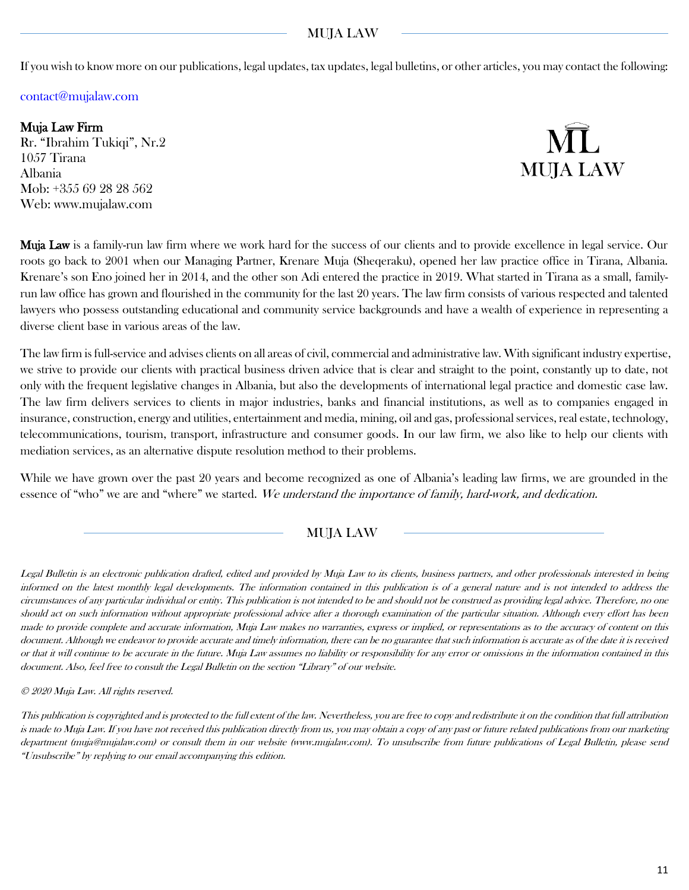MUJA LAW

If you wish to know more on our publications, legal updates, tax updates, legal bulletins, or other articles, you may contact the following:

contact@mujalaw.com

**Muja Law Firm**
Rr. "Ibrahim Tukiqi", Nr.2
1057 Tirana
Albania
Mob: +355 69 28 28 562
Web: www.mujalaw.com

ML
MUJA LAW

**Muja Law** is a family-run law firm where we work hard for the success of our clients and to provide excellence in legal service. Our roots go back to 2001 when our Managing Partner, Krenare Muja (Sheqeraku), opened her law practice office in Tirana, Albania. Krenare's son Eno joined her in 2014, and the other son Adi entered the practice in 2019. What started in Tirana as a small, family-run law office has grown and flourished in the community for the last 20 years. The law firm consists of various respected and talented lawyers who possess outstanding educational and community service backgrounds and have a wealth of experience in representing a diverse client base in various areas of the law.

The law firm is full-service and advises clients on all areas of civil, commercial and administrative law. With significant industry expertise, we strive to provide our clients with practical business driven advice that is clear and straight to the point, constantly up to date, not only with the frequent legislative changes in Albania, but also the developments of international legal practice and domestic case law. The law firm delivers services to clients in major industries, banks and financial institutions, as well as to companies engaged in insurance, construction, energy and utilities, entertainment and media, mining, oil and gas, professional services, real estate, technology, telecommunications, tourism, transport, infrastructure and consumer goods. In our law firm, we also like to help our clients with mediation services, as an alternative dispute resolution method to their problems.

While we have grown over the past 20 years and become recognized as one of Albania's leading law firms, we are grounded in the essence of "who" we are and "where" we started. *We understand the importance of family, hard-work, and dedication.*

MUJA LAW

*Legal Bulletin is an electronic publication drafted, edited and provided by Muja Law to its clients, business partners, and other professionals interested in being informed on the latest monthly legal developments. The information contained in this publication is of a general nature and is not intended to address the circumstances of any particular individual or entity. This publication is not intended to be and should not be construed as providing legal advice. Therefore, no one should act on such information without appropriate professional advice after a thorough examination of the particular situation. Although every effort has been made to provide complete and accurate information, Muja Law makes no warranties, express or implied, or representations as to the accuracy of content on this document. Although we endeavor to provide accurate and timely information, there can be no guarantee that such information is accurate as of the date it is received or that it will continue to be accurate in the future. Muja Law assumes no liability or responsibility for any error or omissions in the information contained in this document. Also, feel free to consult the Legal Bulletin on the section "Library" of our website.*

*© 2020 Muja Law. All rights reserved.*

*This publication is copyrighted and is protected to the full extent of the law. Nevertheless, you are free to copy and redistribute it on the condition that full attribution is made to Muja Law. If you have not received this publication directly from us, you may obtain a copy of any past or future related publications from our marketing department (muja@mujalaw.com) or consult them in our website (www.mujalaw.com). To unsubscribe from future publications of Legal Bulletin, please send "Unsubscribe" by replying to our email accompanying this edition.*